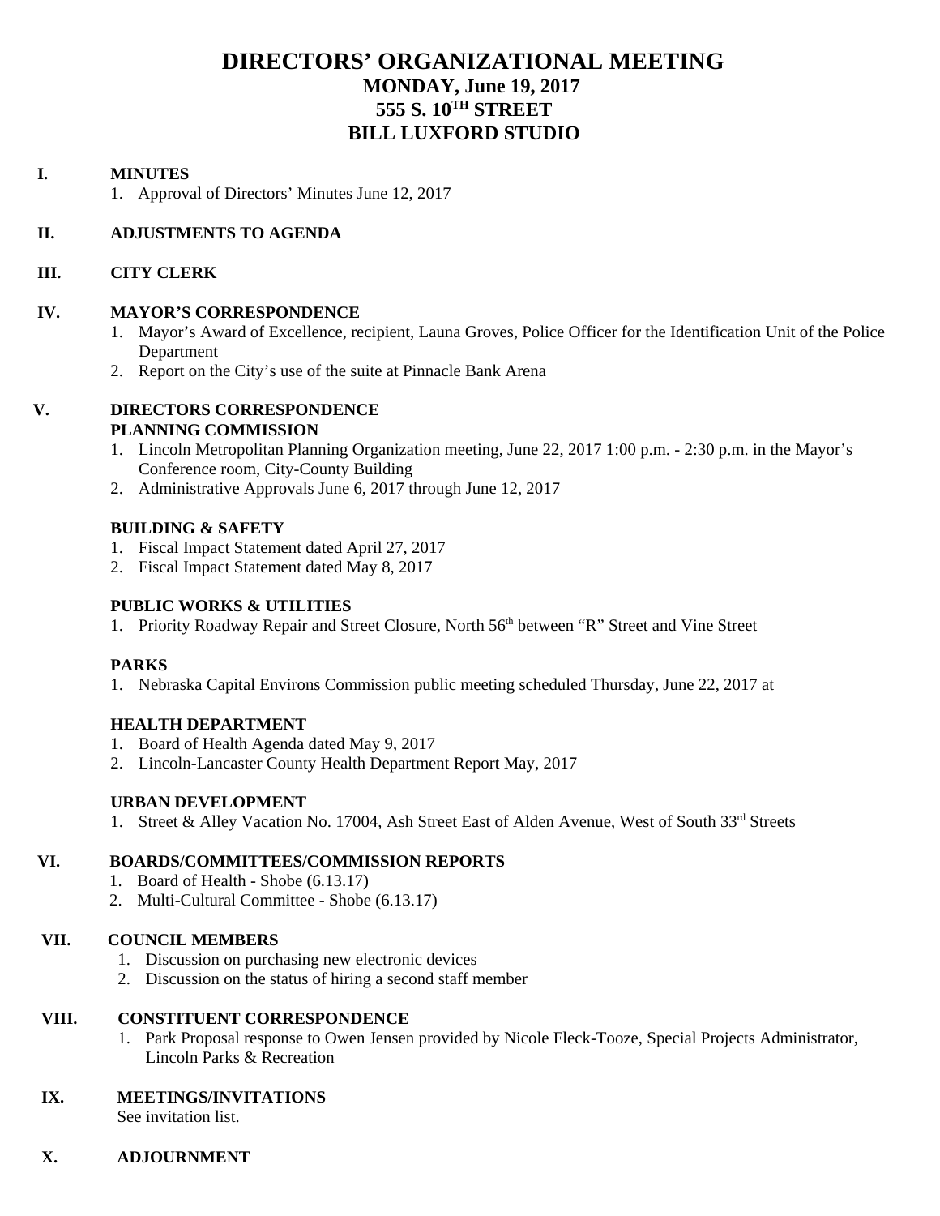# DIRECTORS' ORGANIZATIONAL MEETING
## MONDAY, June 19, 2017
## 555 S. 10TH STREET
## BILL LUXFORD STUDIO

**I. MINUTES**

1. Approval of Directors' Minutes June 12, 2017

**II. ADJUSTMENTS TO AGENDA**

**III. CITY CLERK**

**IV. MAYOR'S CORRESPONDENCE**

1. Mayor's Award of Excellence, recipient, Launa Groves, Police Officer for the Identification Unit of the Police Department
2. Report on the City's use of the suite at Pinnacle Bank Arena

**V. DIRECTORS CORRESPONDENCE**

**PLANNING COMMISSION**

1. Lincoln Metropolitan Planning Organization meeting, June 22, 2017 1:00 p.m. - 2:30 p.m. in the Mayor's Conference room, City-County Building
2. Administrative Approvals June 6, 2017 through June 12, 2017

**BUILDING & SAFETY**

1. Fiscal Impact Statement dated April 27, 2017
2. Fiscal Impact Statement dated May 8, 2017

**PUBLIC WORKS & UTILITIES**

1. Priority Roadway Repair and Street Closure, North 56th between "R" Street and Vine Street

**PARKS**

1. Nebraska Capital Environs Commission public meeting scheduled Thursday, June 22, 2017 at

**HEALTH DEPARTMENT**

1. Board of Health Agenda dated May 9, 2017
2. Lincoln-Lancaster County Health Department Report May, 2017

**URBAN DEVELOPMENT**

1. Street & Alley Vacation No. 17004, Ash Street East of Alden Avenue, West of South 33rd Streets

**VI. BOARDS/COMMITTEES/COMMISSION REPORTS**

1. Board of Health - Shobe (6.13.17)
2. Multi-Cultural Committee - Shobe (6.13.17)

**VII. COUNCIL MEMBERS**

1. Discussion on purchasing new electronic devices
2. Discussion on the status of hiring a second staff member

**VIII. CONSTITUENT CORRESPONDENCE**

1. Park Proposal response to Owen Jensen provided by Nicole Fleck-Tooze, Special Projects Administrator, Lincoln Parks & Recreation

**IX. MEETINGS/INVITATIONS**

See invitation list.

**X. ADJOURNMENT**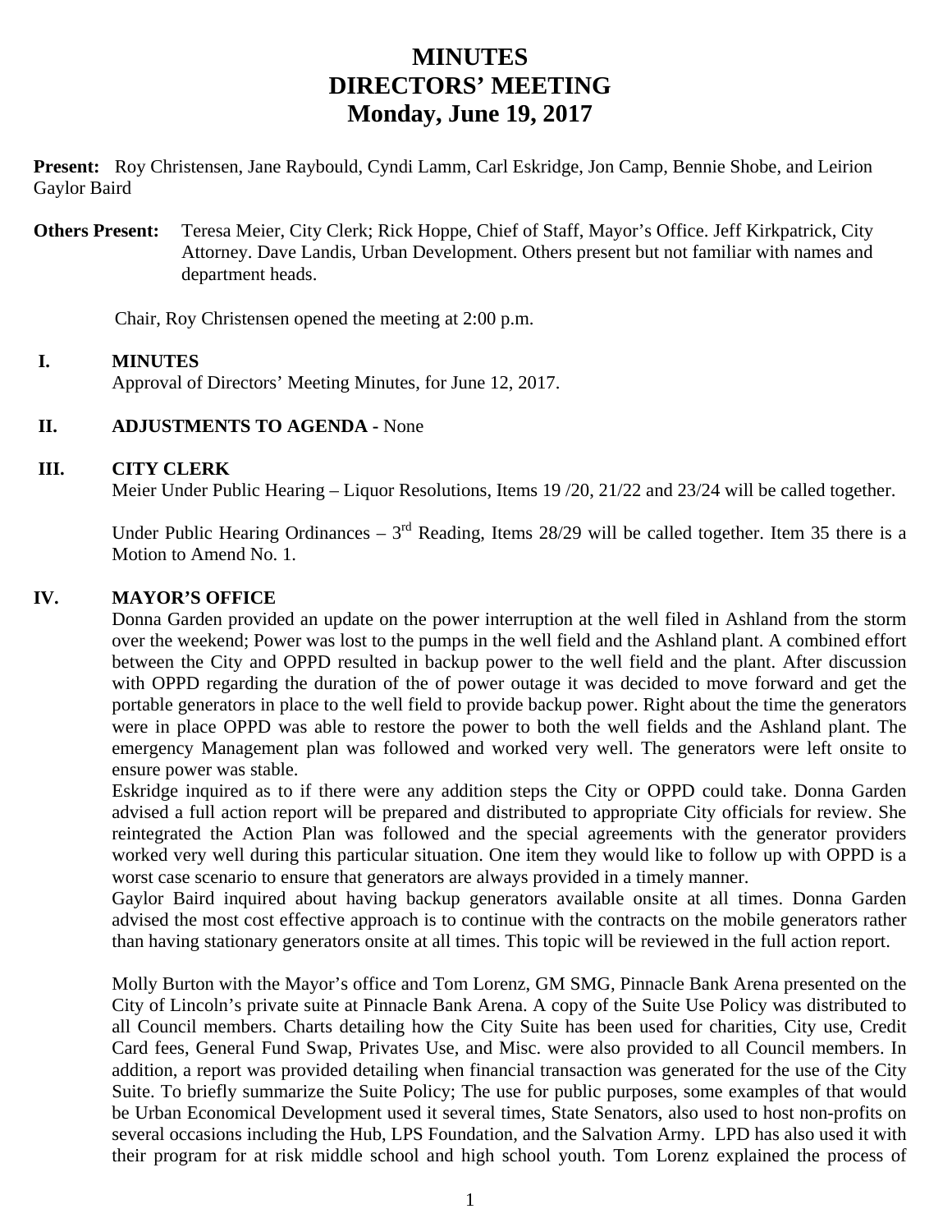# MINUTES
# DIRECTORS' MEETING
# Monday, June 19, 2017

**Present:** Roy Christensen, Jane Raybould, Cyndi Lamm, Carl Eskridge, Jon Camp, Bennie Shobe, and Leirion Gaylor Baird

**Others Present:** Teresa Meier, City Clerk; Rick Hoppe, Chief of Staff, Mayor's Office. Jeff Kirkpatrick, City Attorney. Dave Landis, Urban Development. Others present but not familiar with names and department heads.

Chair, Roy Christensen opened the meeting at 2:00 p.m.

**I. MINUTES**

Approval of Directors' Meeting Minutes, for June 12, 2017.

**II. ADJUSTMENTS TO AGENDA -** None

**III. CITY CLERK**

Meier Under Public Hearing – Liquor Resolutions, Items 19 /20, 21/22 and 23/24 will be called together.

Under Public Hearing Ordinances – 3rd Reading, Items 28/29 will be called together. Item 35 there is a Motion to Amend No. 1.

**IV. MAYOR'S OFFICE**

Donna Garden provided an update on the power interruption at the well filed in Ashland from the storm over the weekend; Power was lost to the pumps in the well field and the Ashland plant. A combined effort between the City and OPPD resulted in backup power to the well field and the plant. After discussion with OPPD regarding the duration of the of power outage it was decided to move forward and get the portable generators in place to the well field to provide backup power. Right about the time the generators were in place OPPD was able to restore the power to both the well fields and the Ashland plant. The emergency Management plan was followed and worked very well. The generators were left onsite to ensure power was stable.

Eskridge inquired as to if there were any addition steps the City or OPPD could take. Donna Garden advised a full action report will be prepared and distributed to appropriate City officials for review. She reintegrated the Action Plan was followed and the special agreements with the generator providers worked very well during this particular situation. One item they would like to follow up with OPPD is a worst case scenario to ensure that generators are always provided in a timely manner.

Gaylor Baird inquired about having backup generators available onsite at all times. Donna Garden advised the most cost effective approach is to continue with the contracts on the mobile generators rather than having stationary generators onsite at all times. This topic will be reviewed in the full action report.

Molly Burton with the Mayor's office and Tom Lorenz, GM SMG, Pinnacle Bank Arena presented on the City of Lincoln's private suite at Pinnacle Bank Arena. A copy of the Suite Use Policy was distributed to all Council members. Charts detailing how the City Suite has been used for charities, City use, Credit Card fees, General Fund Swap, Privates Use, and Misc. were also provided to all Council members. In addition, a report was provided detailing when financial transaction was generated for the use of the City Suite. To briefly summarize the Suite Policy; The use for public purposes, some examples of that would be Urban Economical Development used it several times, State Senators, also used to host non-profits on several occasions including the Hub, LPS Foundation, and the Salvation Army. LPD has also used it with their program for at risk middle school and high school youth. Tom Lorenz explained the process of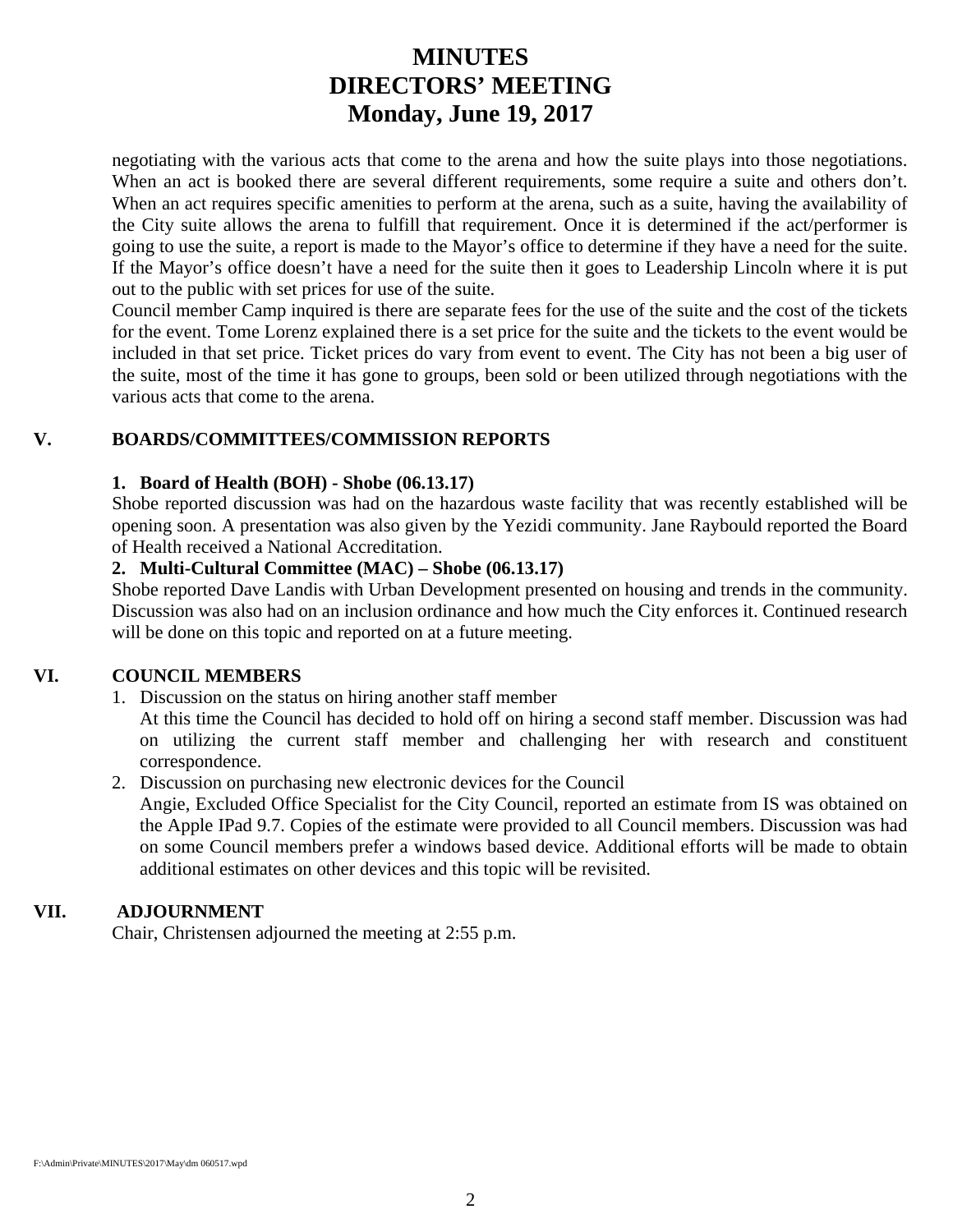negotiating with the various acts that come to the arena and how the suite plays into those negotiations. When an act is booked there are several different requirements, some require a suite and others don't. When an act requires specific amenities to perform at the arena, such as a suite, having the availability of the City suite allows the arena to fulfill that requirement. Once it is determined if the act/performer is going to use the suite, a report is made to the Mayor's office to determine if they have a need for the suite. If the Mayor's office doesn't have a need for the suite then it goes to Leadership Lincoln where it is put out to the public with set prices for use of the suite.

Council member Camp inquired is there are separate fees for the use of the suite and the cost of the tickets for the event. Tome Lorenz explained there is a set price for the suite and the tickets to the event would be included in that set price. Ticket prices do vary from event to event. The City has not been a big user of the suite, most of the time it has gone to groups, been sold or been utilized through negotiations with the various acts that come to the arena.

## V. BOARDS/COMMITTEES/COMMISSION REPORTS

**1. Board of Health (BOH) - Shobe (06.13.17)**

Shobe reported discussion was had on the hazardous waste facility that was recently established will be opening soon. A presentation was also given by the Yezidi community. Jane Raybould reported the Board of Health received a National Accreditation.

**2. Multi-Cultural Committee (MAC) – Shobe (06.13.17)**

Shobe reported Dave Landis with Urban Development presented on housing and trends in the community. Discussion was also had on an inclusion ordinance and how much the City enforces it. Continued research will be done on this topic and reported on at a future meeting.

## VI. COUNCIL MEMBERS

1. Discussion on the status on hiring another staff member

   At this time the Council has decided to hold off on hiring a second staff member. Discussion was had on utilizing the current staff member and challenging her with research and constituent correspondence.

2. Discussion on purchasing new electronic devices for the Council

   Angie, Excluded Office Specialist for the City Council, reported an estimate from IS was obtained on the Apple IPad 9.7. Copies of the estimate were provided to all Council members. Discussion was had on some Council members prefer a windows based device. Additional efforts will be made to obtain additional estimates on other devices and this topic will be revisited.

## VII. ADJOURNMENT

Chair, Christensen adjourned the meeting at 2:55 p.m.

F:\Admin\Private\MINUTES\2017\May\dm 060517.wpd